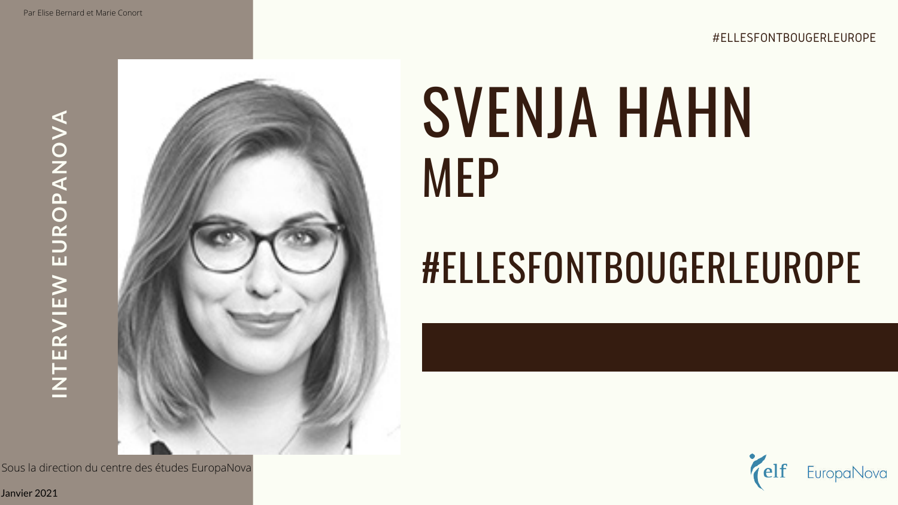Par Elise Bernard et Marie Conort

#ELLESFONTBOUGERLEUROPE

INTERVIEW EUROPANOVA

# SVENJA HAHN
## MEP

## #ELLESFONTBOUGERLEUROPE

Sous la direction du centre des études EuropaNova

Janvier 2021

elf EuropaNova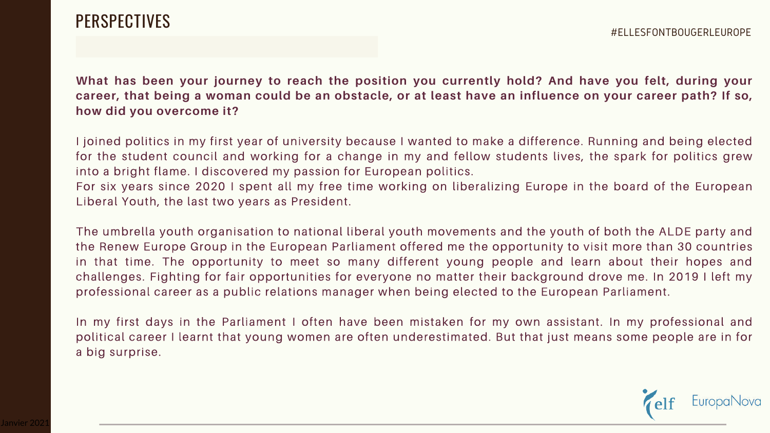# PERSPECTIVES

#ELLESFONTBOUGERLEUROPE

**What has been your journey to reach the position you currently hold? And have you felt, during your career, that being a woman could be an obstacle, or at least have an influence on your career path? If so, how did you overcome it?**

I joined politics in my first year of university because I wanted to make a difference. Running and being elected for the student council and working for a change in my and fellow students lives, the spark for politics grew into a bright flame. I discovered my passion for European politics.
For six years since 2020 I spent all my free time working on liberalizing Europe in the board of the European Liberal Youth, the last two years as President.

The umbrella youth organisation to national liberal youth movements and the youth of both the ALDE party and the Renew Europe Group in the European Parliament offered me the opportunity to visit more than 30 countries in that time. The opportunity to meet so many different young people and learn about their hopes and challenges. Fighting for fair opportunities for everyone no matter their background drove me. In 2019 I left my professional career as a public relations manager when being elected to the European Parliament.

In my first days in the Parliament I often have been mistaken for my own assistant. In my professional and political career I learnt that young women are often underestimated. But that just means some people are in for a big surprise.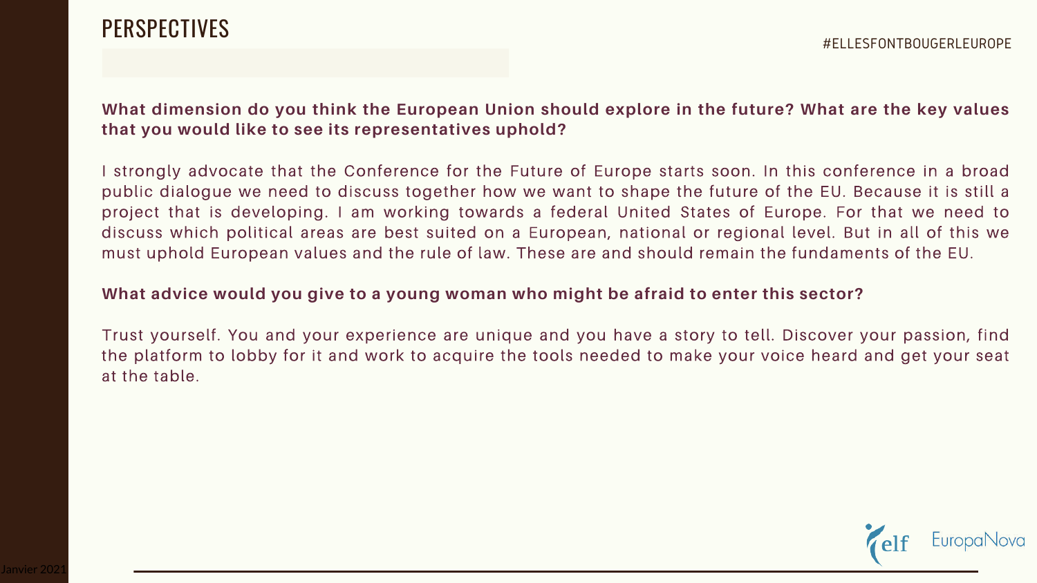# PERSPECTIVES

#ELLESFONTBOUGERLEUROPE

**What dimension do you think the European Union should explore in the future? What are the key values that you would like to see its representatives uphold?**

I strongly advocate that the Conference for the Future of Europe starts soon. In this conference in a broad public dialogue we need to discuss together how we want to shape the future of the EU. Because it is still a project that is developing. I am working towards a federal United States of Europe. For that we need to discuss which political areas are best suited on a European, national or regional level. But in all of this we must uphold European values and the rule of law. These are and should remain the fundaments of the EU.

**What advice would you give to a young woman who might be afraid to enter this sector?**

Trust yourself. You and your experience are unique and you have a story to tell. Discover your passion, find the platform to lobby for it and work to acquire the tools needed to make your voice heard and get your seat at the table.